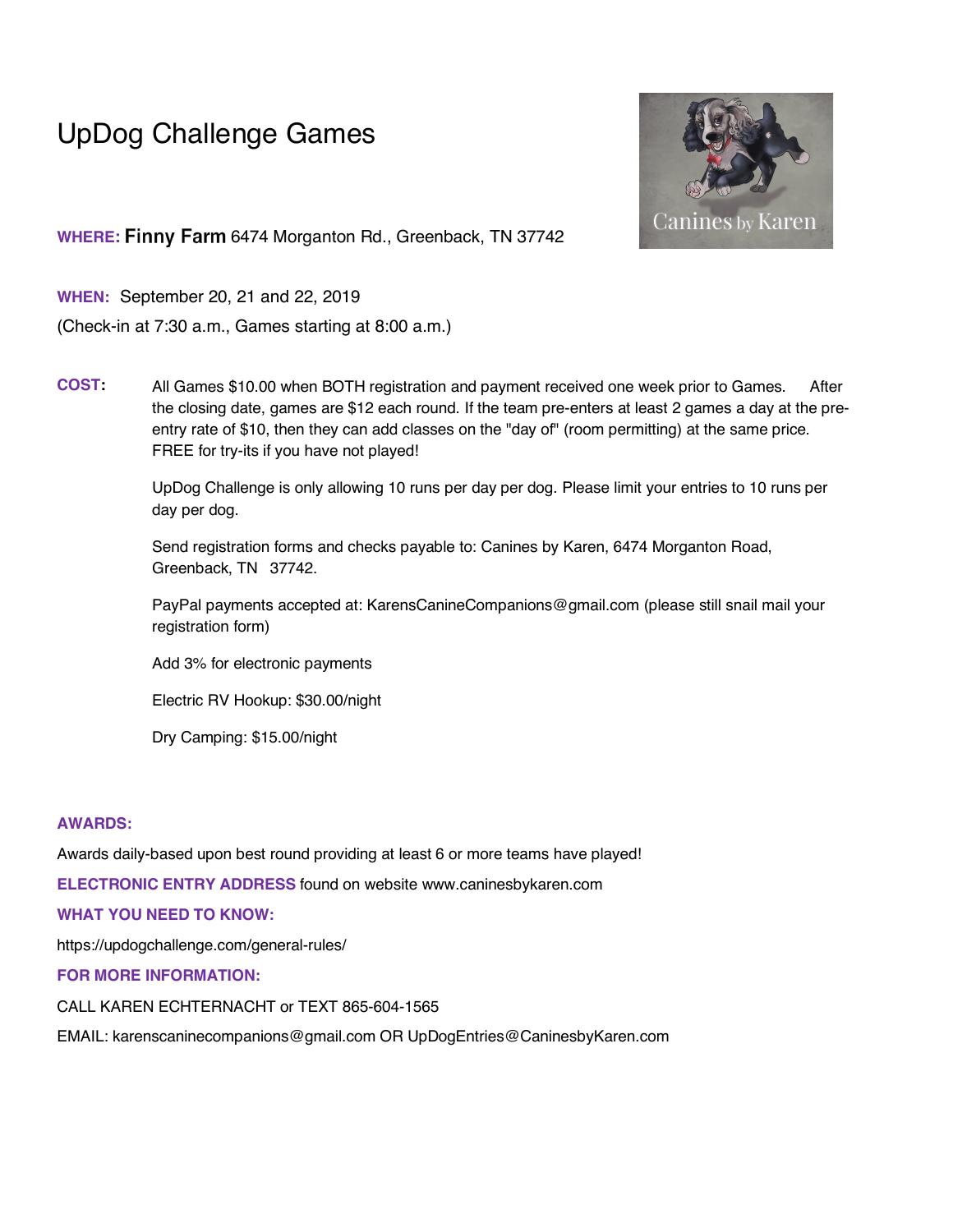# UpDog Challenge Games

**WHERE:** **Finny Farm** 6474 Morganton Rd., Greenback, TN 37742

**WHEN:** September 20, 21 and 22, 2019

(Check-in at 7:30 a.m., Games starting at 8:00 a.m.)

**COST:**

All Games $10.00 when BOTH registration and payment received one week prior to Games. After the closing date, games are $12 each round. If the team pre-enters at least 2 games a day at the pre-entry rate of $10, then they can add classes on the "day of" (room permitting) at the same price. FREE for try-its if you have not played!

UpDog Challenge is only allowing 10 runs per day per dog. Please limit your entries to 10 runs per day per dog.

Send registration forms and checks payable to: Canines by Karen, 6474 Morganton Road, Greenback, TN 37742.

PayPal payments accepted at: KarensCanineCompanions@gmail.com (please still snail mail your registration form)

Add 3% for electronic payments

Electric RV Hookup: $30.00/night

Dry Camping: $15.00/night

**AWARDS:**

Awards daily-based upon best round providing at least 6 or more teams have played!

**ELECTRONIC ENTRY ADDRESS** found on website www.caninesbykaren.com

**WHAT YOU NEED TO KNOW:**

https://updogchallenge.com/general-rules/

**FOR MORE INFORMATION:**

CALL KAREN ECHTERNACHT or TEXT 865-604-1565

EMAIL: karenscaninecompanions@gmail.com OR UpDogEntries@CaninesbyKaren.com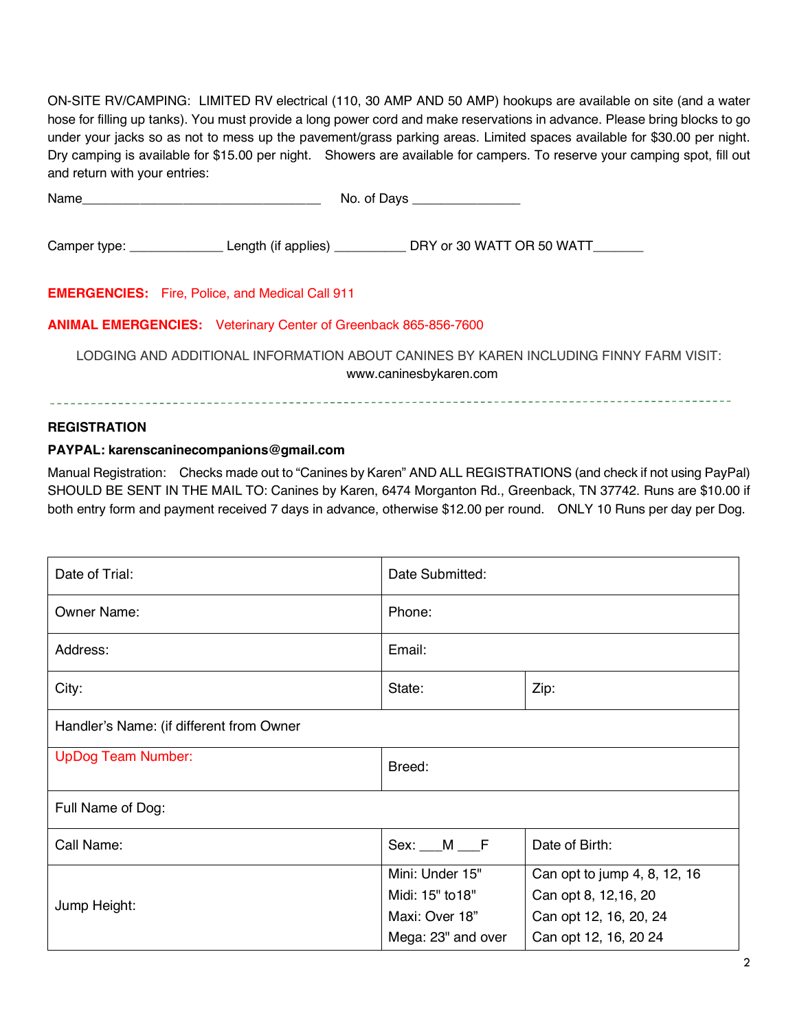ON-SITE RV/CAMPING: LIMITED RV electrical (110, 30 AMP AND 50 AMP) hookups are available on site (and a water hose for filling up tanks). You must provide a long power cord and make reservations in advance. Please bring blocks to go under your jacks so as not to mess up the pavement/grass parking areas. Limited spaces available for $30.00 per night. Dry camping is available for $15.00 per night. Showers are available for campers. To reserve your camping spot, fill out and return with your entries:

Name_________________________________ No. of Days _______________

Camper type: _____________ Length (if applies) __________ DRY or 30 WATT OR 50 WATT_______

**EMERGENCIES:** Fire, Police, and Medical Call 911

**ANIMAL EMERGENCIES:** Veterinary Center of Greenback 865-856-7600

LODGING AND ADDITIONAL INFORMATION ABOUT CANINES BY KAREN INCLUDING FINNY FARM VISIT: www.caninesbykaren.com

---

**REGISTRATION**

**PAYPAL: karenscaninecompanions@gmail.com**

Manual Registration: Checks made out to "Canines by Karen" AND ALL REGISTRATIONS (and check if not using PayPal) SHOULD BE SENT IN THE MAIL TO: Canines by Karen, 6474 Morganton Rd., Greenback, TN 37742. Runs are $10.00 if both entry form and payment received 7 days in advance, otherwise $12.00 per round. ONLY 10 Runs per day per Dog.

| Date of Trial: | Date Submitted: | |
|---|---|---|
| Owner Name: | Phone: | |
| Address: | Email: | |
| City: | State: | Zip: |
| Handler's Name: (if different from Owner | | |
| UpDog Team Number: | Breed: | |
| Full Name of Dog: | | |
| Call Name: | Sex: ___M ___F | Date of Birth: |
| Jump Height: | Mini: Under 15"<br>Midi: 15" to18"<br>Maxi: Over 18"<br>Mega: 23" and over | Can opt to jump 4, 8, 12, 16<br>Can opt 8, 12,16, 20<br>Can opt 12, 16, 20, 24<br>Can opt 12, 16, 20 24 |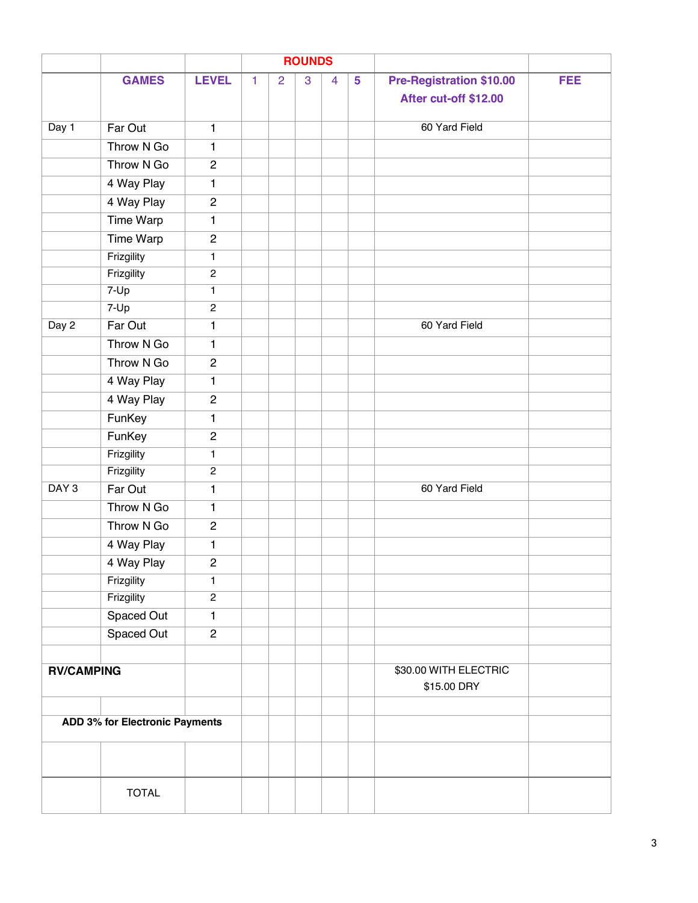| | | | ROUNDS | | | | | | |
|---|---|---|---|---|---|---|---|---|---|
| | **GAMES** | **LEVEL** | 1 | 2 | 3 | 4 | 5 | **Pre-Registration $10.00 After cut-off $12.00** | **FEE** |
| Day 1 | Far Out | 1 | | | | | | 60 Yard Field | |
| | Throw N Go | 1 | | | | | | | |
| | Throw N Go | 2 | | | | | | | |
| | 4 Way Play | 1 | | | | | | | |
| | 4 Way Play | 2 | | | | | | | |
| | Time Warp | 1 | | | | | | | |
| | Time Warp | 2 | | | | | | | |
| | Frizgility | 1 | | | | | | | |
| | Frizgility | 2 | | | | | | | |
| | 7-Up | 1 | | | | | | | |
| | 7-Up | 2 | | | | | | | |
| Day 2 | Far Out | 1 | | | | | | 60 Yard Field | |
| | Throw N Go | 1 | | | | | | | |
| | Throw N Go | 2 | | | | | | | |
| | 4 Way Play | 1 | | | | | | | |
| | 4 Way Play | 2 | | | | | | | |
| | FunKey | 1 | | | | | | | |
| | FunKey | 2 | | | | | | | |
| | Frizgility | 1 | | | | | | | |
| | Frizgility | 2 | | | | | | | |
| DAY 3 | Far Out | 1 | | | | | | 60 Yard Field | |
| | Throw N Go | 1 | | | | | | | |
| | Throw N Go | 2 | | | | | | | |
| | 4 Way Play | 1 | | | | | | | |
| | 4 Way Play | 2 | | | | | | | |
| | Frizgility | 1 | | | | | | | |
| | Frizgility | 2 | | | | | | | |
| | Spaced Out | 1 | | | | | | | |
| | Spaced Out | 2 | | | | | | | |
| | | | | | | | | | |
| **RV/CAMPING** | | | | | | | | $30.00 WITH ELECTRIC $15.00 DRY | |
| | | | | | | | | | |
| **ADD 3% for Electronic Payments** | | | | | | | | | |
| | | | | | | | | | |
| | TOTAL | | | | | | | | |